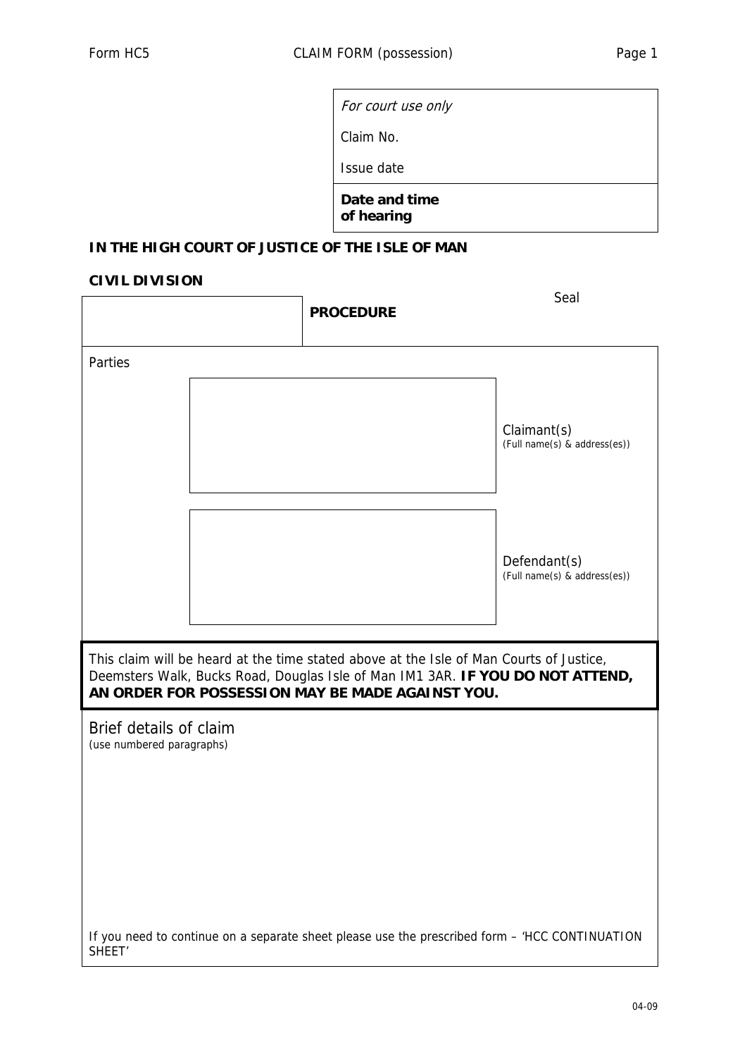Form HC5 CLAIM FORM (possession)

| *For court use only* |
|---|
| Claim No. |
| Issue date |
| **Date and time of hearing** |

**IN THE HIGH COURT OF JUSTICE OF THE ISLE OF MAN**

**CIVIL DIVISION**

| | **PROCEDURE** | Seal |
|---|---|---|

Parties

Claimant(s)
(Full name(s) & address(es))

Defendant(s)
(Full name(s) & address(es))

This claim will be heard at the time stated above at the Isle of Man Courts of Justice, Deemsters Walk, Bucks Road, Douglas Isle of Man IM1 3AR. **IF YOU DO NOT ATTEND, AN ORDER FOR POSSESSION MAY BE MADE AGAINST YOU.**

Brief details of claim
(use numbered paragraphs)

If you need to continue on a separate sheet please use the prescribed form – 'HCC CONTINUATION SHEET'

04-09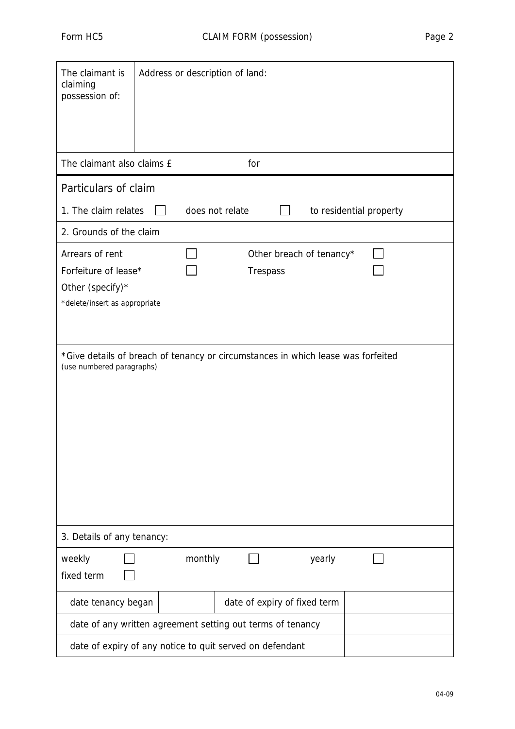| The claimant is claiming possession of: | Address or description of land: |
|---|---|

The claimant also claims £ for

## Particulars of claim

1. The claim relates ☐ does not relate ☐ to residential property

2. Grounds of the claim

| | | | |
|---|---|---|---|
| Arrears of rent | ☐ | Other breach of tenancy* | ☐ |
| Forfeiture of lease* | ☐ | Trespass | ☐ |
| Other (specify)* | | | |

*delete/insert as appropriate

*Give details of breach of tenancy or circumstances in which lease was forfeited
(use numbered paragraphs)

3. Details of any tenancy:

| | | | | | |
|---|---|---|---|---|---|
| weekly | ☐ | monthly | ☐ | yearly | ☐ |
| fixed term | ☐ | | | | |

| | | | |
|---|---|---|---|
| date tenancy began | | date of expiry of fixed term | |
| date of any written agreement setting out terms of tenancy | | | |
| date of expiry of any notice to quit served on defendant | | | |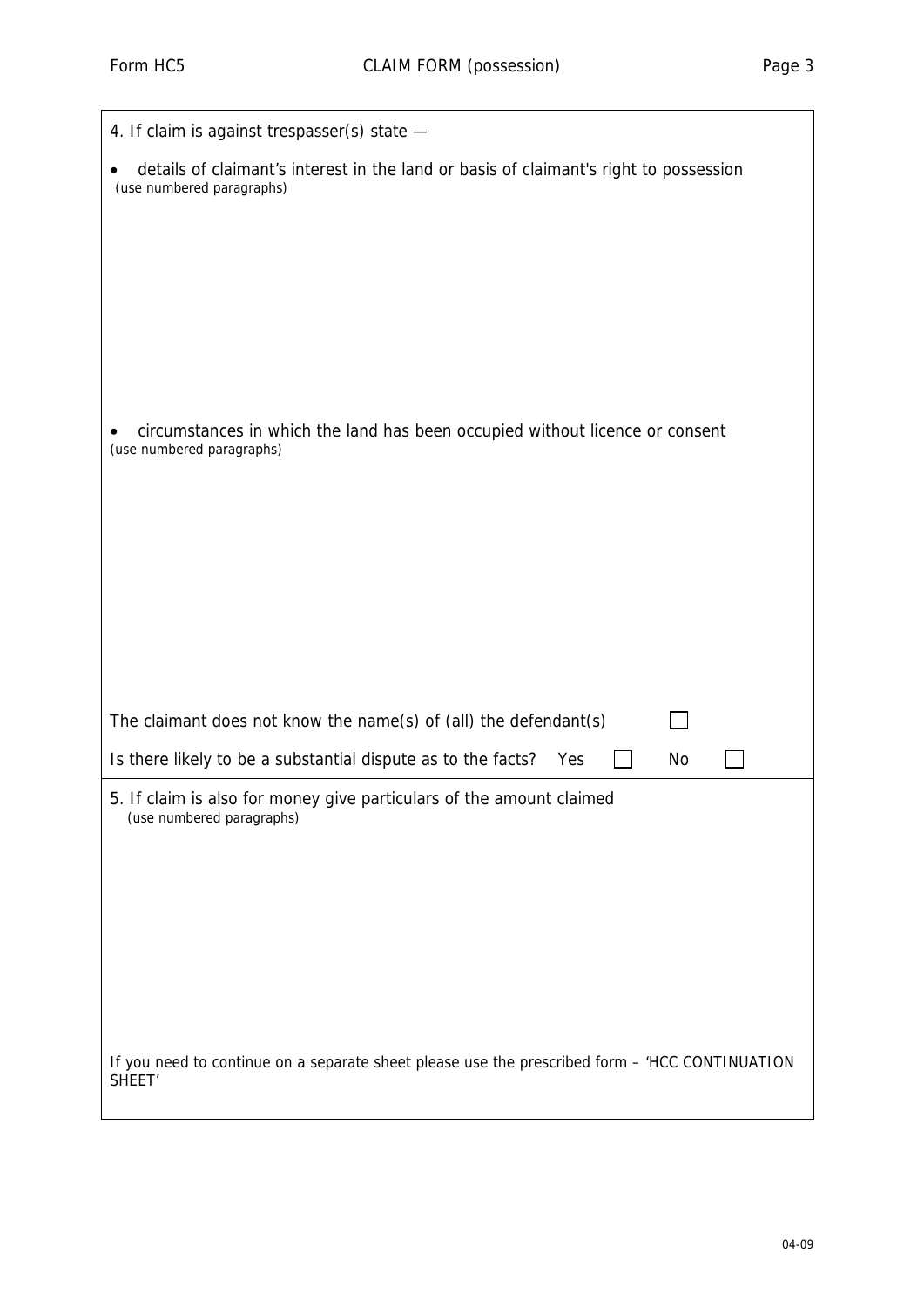4. If claim is against trespasser(s) state —

- details of claimant's interest in the land or basis of claimant's right to possession
  (use numbered paragraphs)

- circumstances in which the land has been occupied without licence or consent
  (use numbered paragraphs)

The claimant does not know the name(s) of (all) the defendant(s) ☐

Is there likely to be a substantial dispute as to the facts? Yes ☐ No ☐

5. If claim is also for money give particulars of the amount claimed
(use numbered paragraphs)

If you need to continue on a separate sheet please use the prescribed form – 'HCC CONTINUATION SHEET'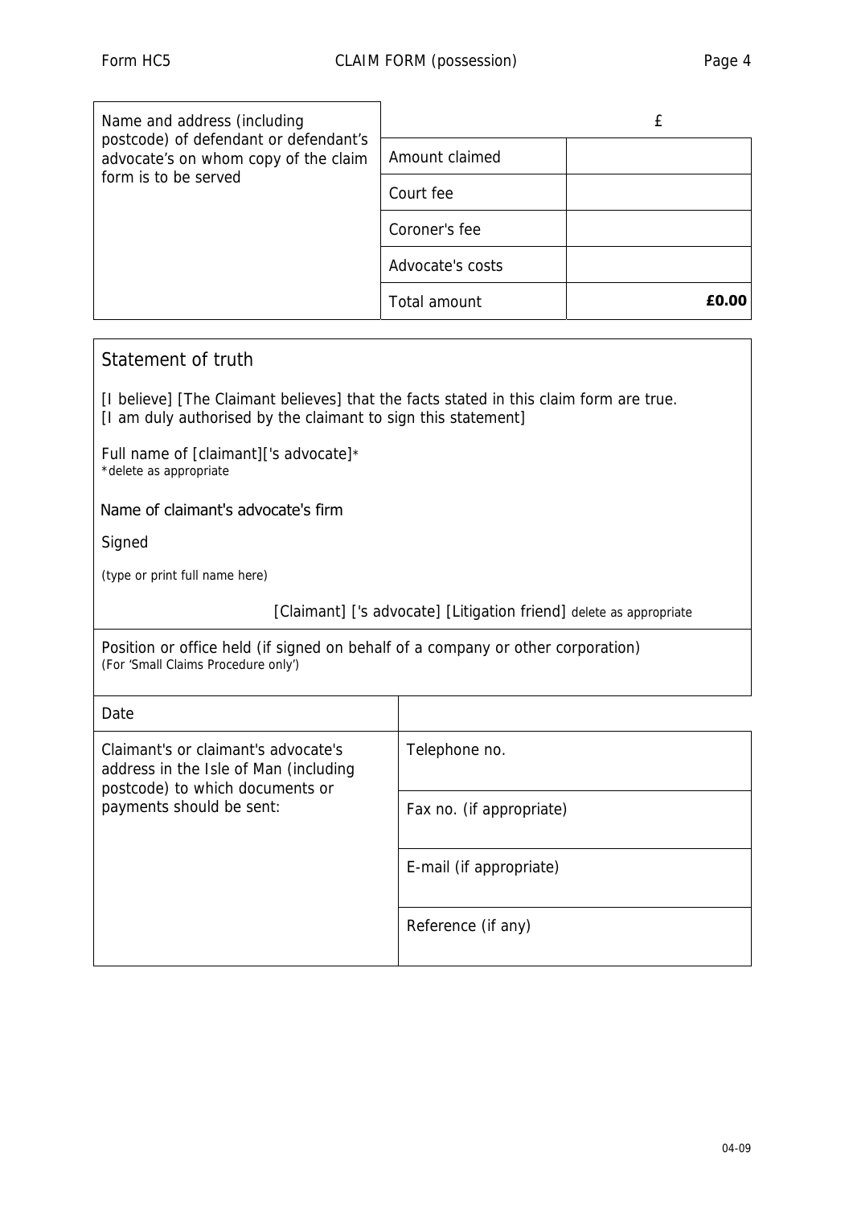| Name and address (including postcode) of defendant or defendant's advocate's on whom copy of the claim form is to be served | | £ |
|---|---|---|
| | Amount claimed | |
| | Court fee | |
| | Coroner's fee | |
| | Advocate's costs | |
| | Total amount | **£0.00** |

## Statement of truth

[I believe] [The Claimant believes] that the facts stated in this claim form are true.
[I am duly authorised by the claimant to sign this statement]

Full name of [claimant]['s advocate]*
*delete as appropriate

Name of claimant's advocate's firm

Signed

(type or print full name here)

[Claimant] ['s advocate] [Litigation friend] delete as appropriate

Position or office held (if signed on behalf of a company or other corporation)
(For 'Small Claims Procedure only')

| | |
|---|---|
| Date | |
| Claimant's or claimant's advocate's address in the Isle of Man (including postcode) to which documents or payments should be sent: | Telephone no. |
| | Fax no. (if appropriate) |
| | E-mail (if appropriate) |
| | Reference (if any) |